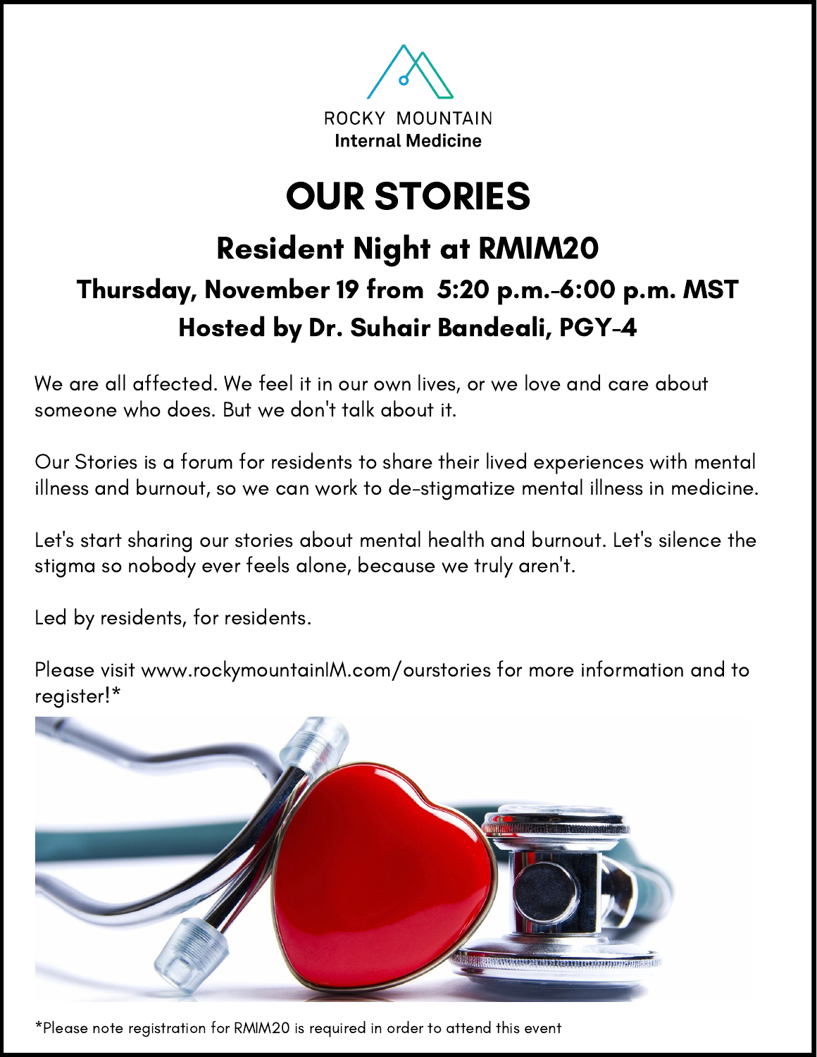ROCKY MOUNTAIN
**Internal Medicine**

# OUR STORIES

## Resident Night at RMIM20

### Thursday, November 19 from 5:20 p.m.-6:00 p.m. MST

### Hosted by Dr. Suhair Bandeali, PGY-4

We are all affected. We feel it in our own lives, or we love and care about someone who does. But we don't talk about it.

Our Stories is a forum for residents to share their lived experiences with mental illness and burnout, so we can work to de-stigmatize mental illness in medicine.

Let's start sharing our stories about mental health and burnout. Let's silence the stigma so nobody ever feels alone, because we truly aren't.

Led by residents, for residents.

Please visit www.rockymountainIM.com/ourstories for more information and to register!*

*Please note registration for RMIM20 is required in order to attend this event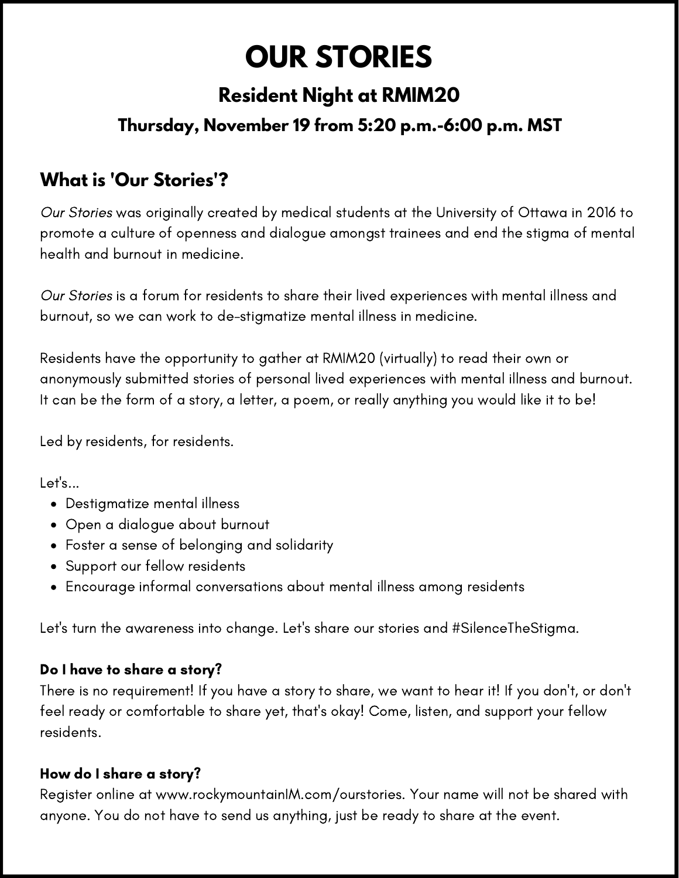# OUR STORIES

## Resident Night at RMIM20

### Thursday, November 19 from 5:20 p.m.-6:00 p.m. MST

## What is 'Our Stories'?

*Our Stories* was originally created by medical students at the University of Ottawa in 2016 to promote a culture of openness and dialogue amongst trainees and end the stigma of mental health and burnout in medicine.

*Our Stories* is a forum for residents to share their lived experiences with mental illness and burnout, so we can work to de-stigmatize mental illness in medicine.

Residents have the opportunity to gather at RMIM20 (virtually) to read their own or anonymously submitted stories of personal lived experiences with mental illness and burnout. It can be the form of a story, a letter, a poem, or really anything you would like it to be!

Led by residents, for residents.

Let's...

- Destigmatize mental illness
- Open a dialogue about burnout
- Foster a sense of belonging and solidarity
- Support our fellow residents
- Encourage informal conversations about mental illness among residents

Let's turn the awareness into change. Let's share our stories and #SilenceTheStigma.

**Do I have to share a story?**
There is no requirement! If you have a story to share, we want to hear it! If you don't, or don't feel ready or comfortable to share yet, that's okay! Come, listen, and support your fellow residents.

**How do I share a story?**
Register online at www.rockymountainIM.com/ourstories. Your name will not be shared with anyone. You do not have to send us anything, just be ready to share at the event.